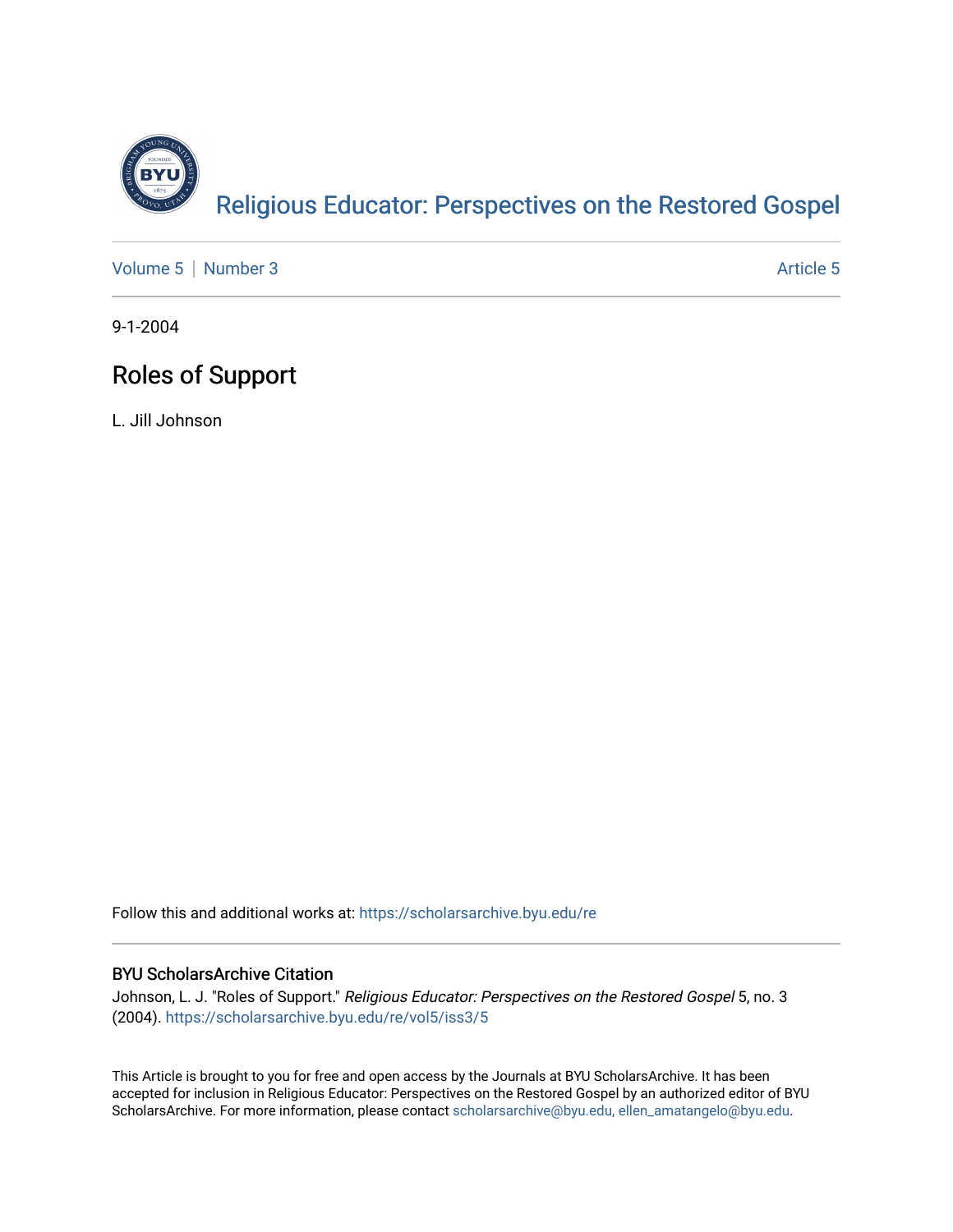Religious Educator: Perspectives on the Restored Gospel

Volume 5 | Number 3 Article 5

9-1-2004

# Roles of Support

L. Jill Johnson

Follow this and additional works at: https://scholarsarchive.byu.edu/re

## BYU ScholarsArchive Citation

Johnson, L. J. "Roles of Support." *Religious Educator: Perspectives on the Restored Gospel* 5, no. 3 (2004). https://scholarsarchive.byu.edu/re/vol5/iss3/5

This Article is brought to you for free and open access by the Journals at BYU ScholarsArchive. It has been accepted for inclusion in Religious Educator: Perspectives on the Restored Gospel by an authorized editor of BYU ScholarsArchive. For more information, please contact scholarsarchive@byu.edu, ellen_amatangelo@byu.edu.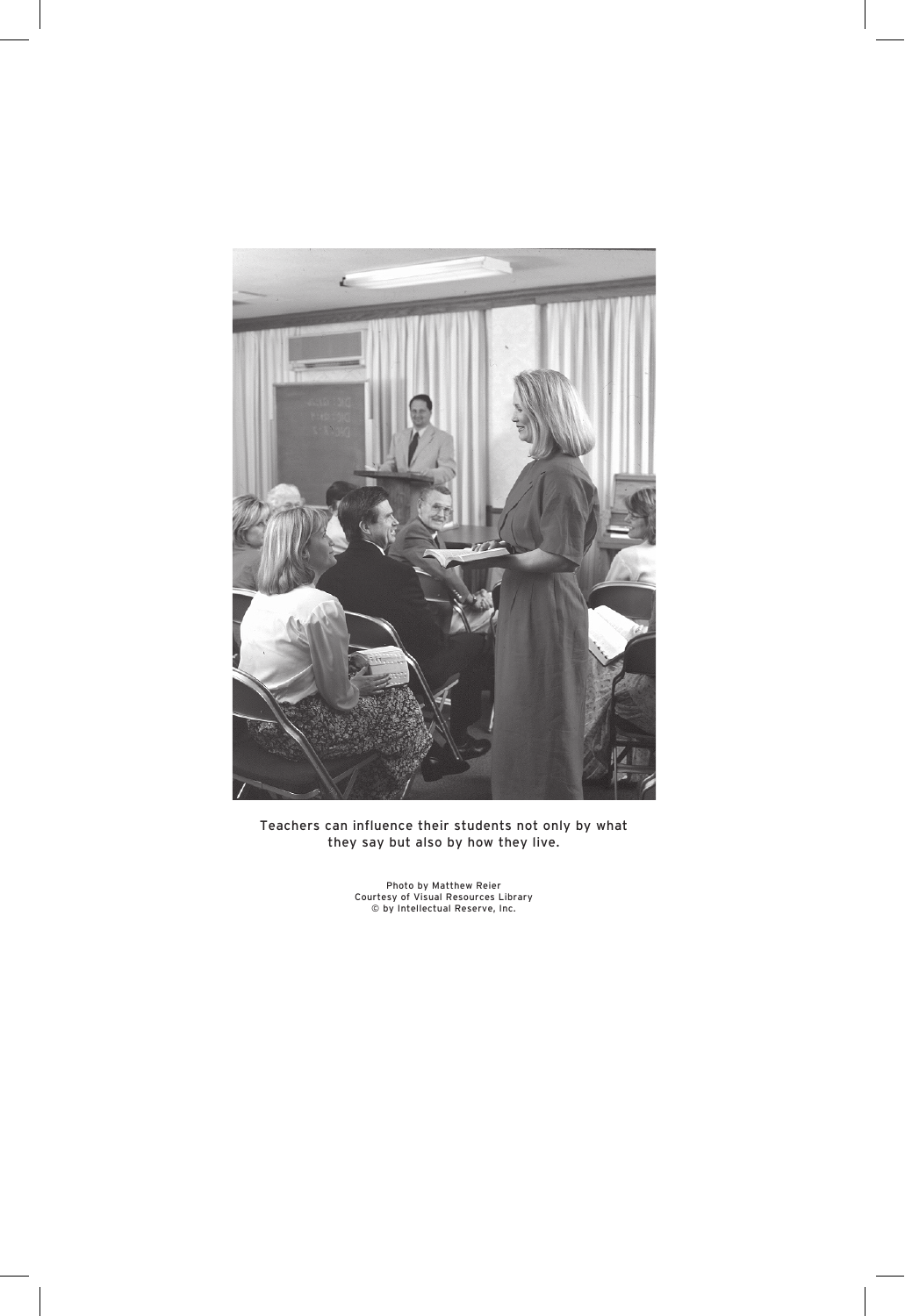Teachers can influence their students not only by what they say but also by how they live.

Photo by Matthew Reier
Courtesy of Visual Resources Library
© by Intellectual Reserve, Inc.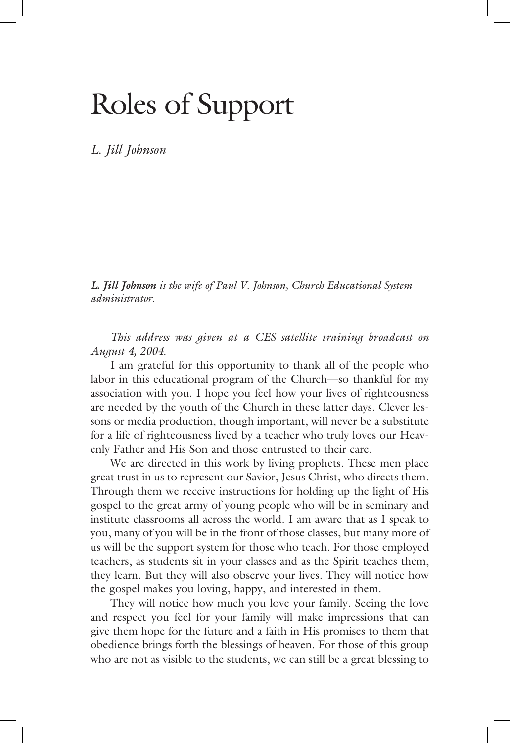# Roles of Support

*L. Jill Johnson*

***L. Jill Johnson** is the wife of Paul V. Johnson, Church Educational System administrator.*

---

*This address was given at a CES satellite training broadcast on August 4, 2004.*

I am grateful for this opportunity to thank all of the people who labor in this educational program of the Church—so thankful for my association with you. I hope you feel how your lives of righteousness are needed by the youth of the Church in these latter days. Clever lessons or media production, though important, will never be a substitute for a life of righteousness lived by a teacher who truly loves our Heavenly Father and His Son and those entrusted to their care.

We are directed in this work by living prophets. These men place great trust in us to represent our Savior, Jesus Christ, who directs them. Through them we receive instructions for holding up the light of His gospel to the great army of young people who will be in seminary and institute classrooms all across the world. I am aware that as I speak to you, many of you will be in the front of those classes, but many more of us will be the support system for those who teach. For those employed teachers, as students sit in your classes and as the Spirit teaches them, they learn. But they will also observe your lives. They will notice how the gospel makes you loving, happy, and interested in them.

They will notice how much you love your family. Seeing the love and respect you feel for your family will make impressions that can give them hope for the future and a faith in His promises to them that obedience brings forth the blessings of heaven. For those of this group who are not as visible to the students, we can still be a great blessing to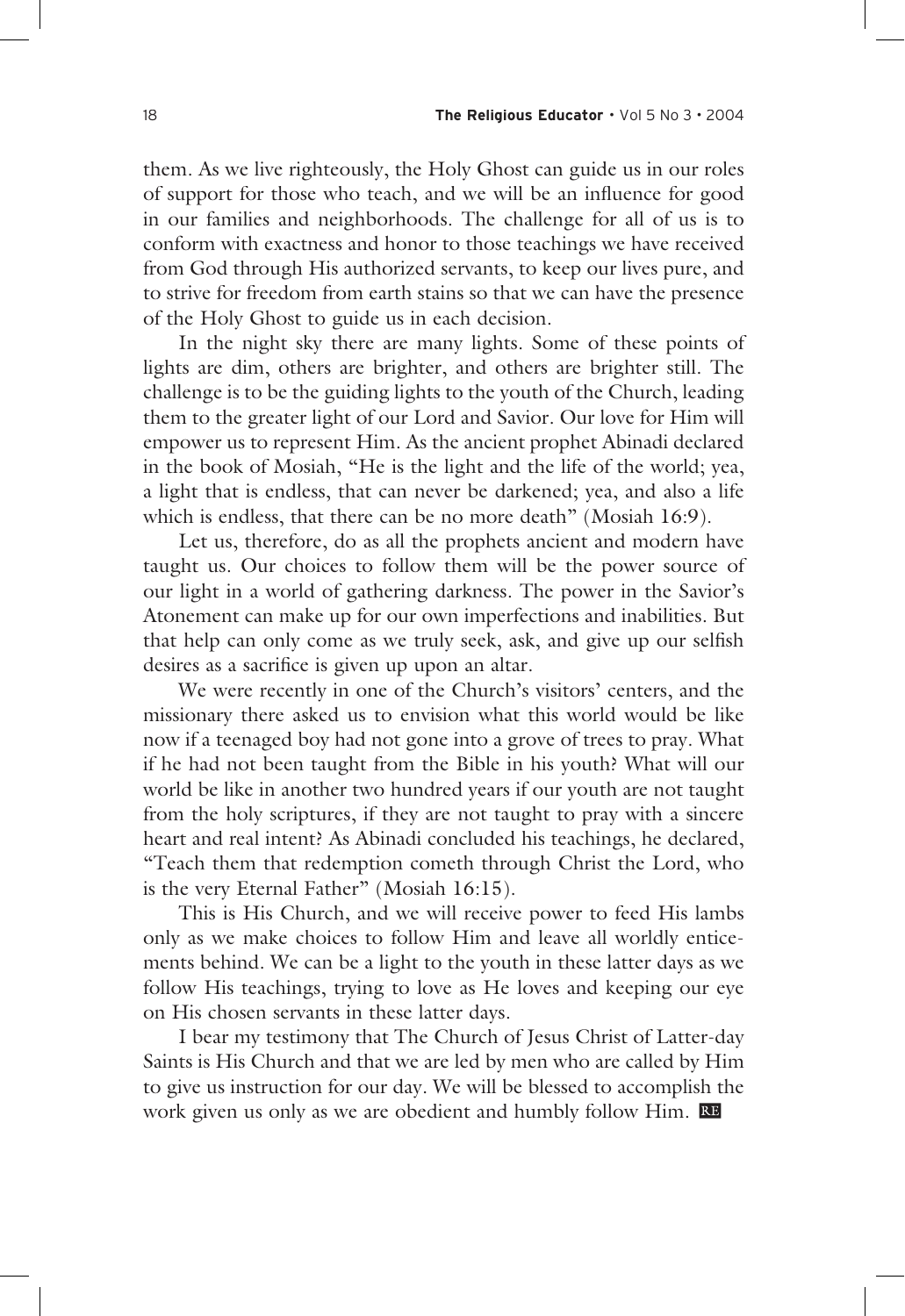them. As we live righteously, the Holy Ghost can guide us in our roles of support for those who teach, and we will be an influence for good in our families and neighborhoods. The challenge for all of us is to conform with exactness and honor to those teachings we have received from God through His authorized servants, to keep our lives pure, and to strive for freedom from earth stains so that we can have the presence of the Holy Ghost to guide us in each decision.

In the night sky there are many lights. Some of these points of lights are dim, others are brighter, and others are brighter still. The challenge is to be the guiding lights to the youth of the Church, leading them to the greater light of our Lord and Savior. Our love for Him will empower us to represent Him. As the ancient prophet Abinadi declared in the book of Mosiah, "He is the light and the life of the world; yea, a light that is endless, that can never be darkened; yea, and also a life which is endless, that there can be no more death" (Mosiah 16:9).

Let us, therefore, do as all the prophets ancient and modern have taught us. Our choices to follow them will be the power source of our light in a world of gathering darkness. The power in the Savior's Atonement can make up for our own imperfections and inabilities. But that help can only come as we truly seek, ask, and give up our selfish desires as a sacrifice is given up upon an altar.

We were recently in one of the Church's visitors' centers, and the missionary there asked us to envision what this world would be like now if a teenaged boy had not gone into a grove of trees to pray. What if he had not been taught from the Bible in his youth? What will our world be like in another two hundred years if our youth are not taught from the holy scriptures, if they are not taught to pray with a sincere heart and real intent? As Abinadi concluded his teachings, he declared, "Teach them that redemption cometh through Christ the Lord, who is the very Eternal Father" (Mosiah 16:15).

This is His Church, and we will receive power to feed His lambs only as we make choices to follow Him and leave all worldly enticements behind. We can be a light to the youth in these latter days as we follow His teachings, trying to love as He loves and keeping our eye on His chosen servants in these latter days.

I bear my testimony that The Church of Jesus Christ of Latter-day Saints is His Church and that we are led by men who are called by Him to give us instruction for our day. We will be blessed to accomplish the work given us only as we are obedient and humbly follow Him. RE